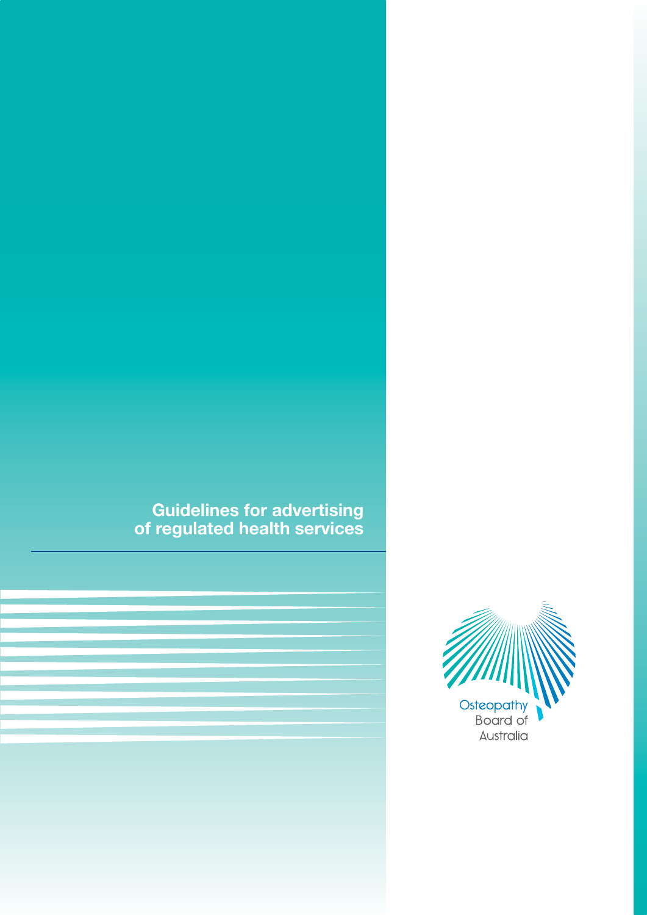# Guidelines for advertising of regulated health services

Osteopathy Board of Australia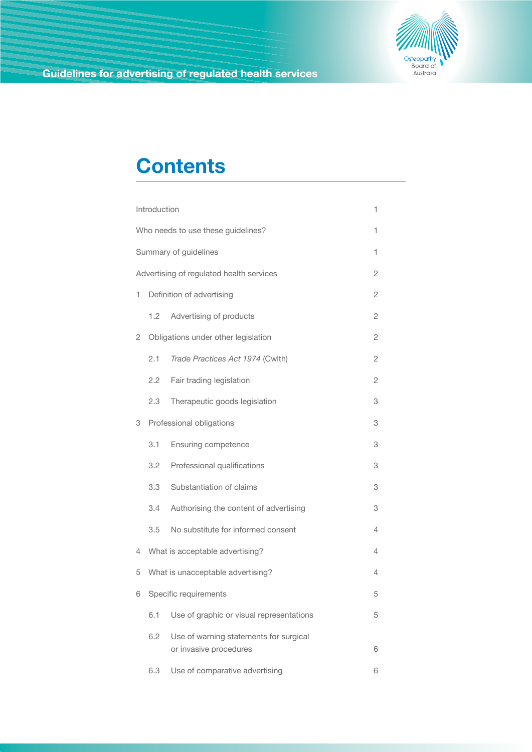# Contents

| | |
|---|---|
| Introduction | 1 |
| Who needs to use these guidelines? | 1 |
| Summary of guidelines | 1 |
| Advertising of regulated health services | 2 |
| 1 Definition of advertising | 2 |
| 1.2 Advertising of products | 2 |
| 2 Obligations under other legislation | 2 |
| 2.1 *Trade Practices Act 1974* (Cwlth) | 2 |
| 2.2 Fair trading legislation | 2 |
| 2.3 Therapeutic goods legislation | 3 |
| 3 Professional obligations | 3 |
| 3.1 Ensuring competence | 3 |
| 3.2 Professional qualifications | 3 |
| 3.3 Substantiation of claims | 3 |
| 3.4 Authorising the content of advertising | 3 |
| 3.5 No substitute for informed consent | 4 |
| 4 What is acceptable advertising? | 4 |
| 5 What is unacceptable advertising? | 4 |
| 6 Specific requirements | 5 |
| 6.1 Use of graphic or visual representations | 5 |
| 6.2 Use of warning statements for surgical or invasive procedures | 6 |
| 6.3 Use of comparative advertising | 6 |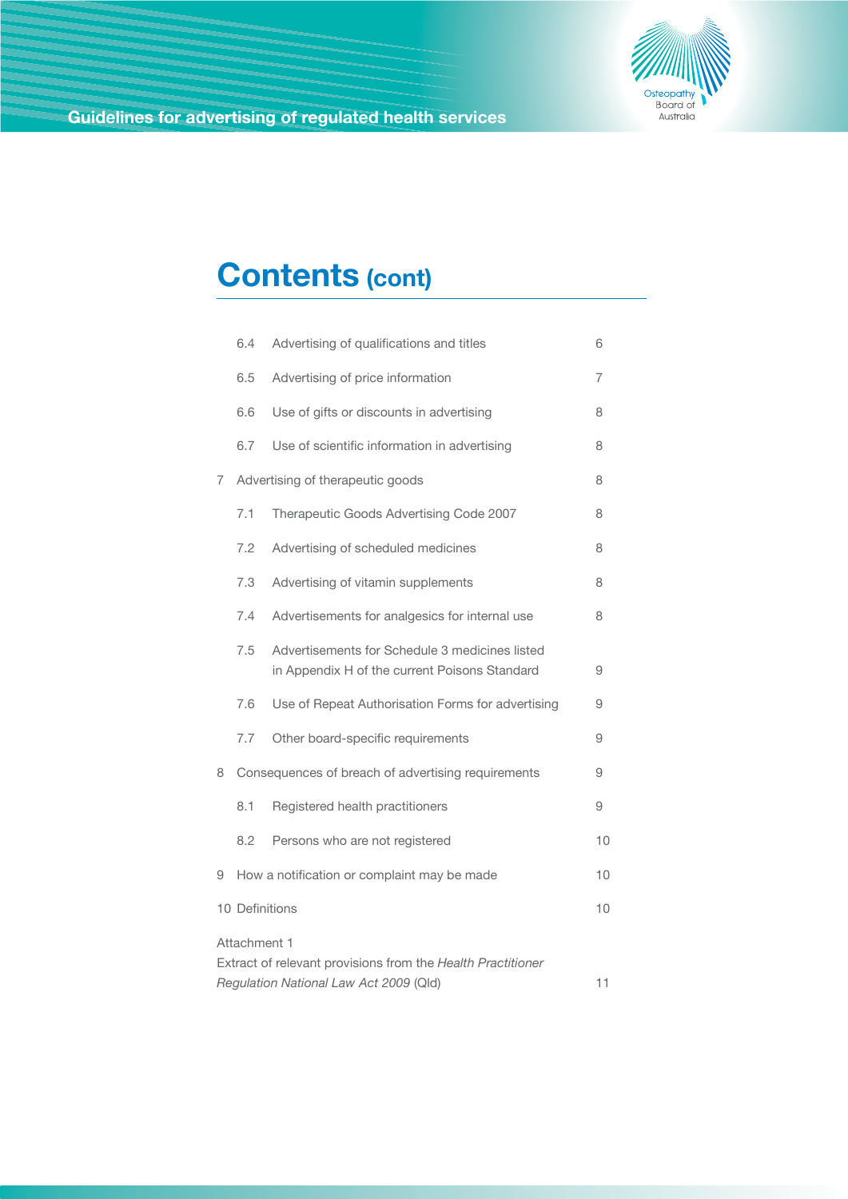# Contents (cont)

| | | |
|---|---|---|
| 6.4 | Advertising of qualifications and titles | 6 |
| 6.5 | Advertising of price information | 7 |
| 6.6 | Use of gifts or discounts in advertising | 8 |
| 6.7 | Use of scientific information in advertising | 8 |
| 7 | Advertising of therapeutic goods | 8 |
| 7.1 | Therapeutic Goods Advertising Code 2007 | 8 |
| 7.2 | Advertising of scheduled medicines | 8 |
| 7.3 | Advertising of vitamin supplements | 8 |
| 7.4 | Advertisements for analgesics for internal use | 8 |
| 7.5 | Advertisements for Schedule 3 medicines listed in Appendix H of the current Poisons Standard | 9 |
| 7.6 | Use of Repeat Authorisation Forms for advertising | 9 |
| 7.7 | Other board-specific requirements | 9 |
| 8 | Consequences of breach of advertising requirements | 9 |
| 8.1 | Registered health practitioners | 9 |
| 8.2 | Persons who are not registered | 10 |
| 9 | How a notification or complaint may be made | 10 |
| 10 | Definitions | 10 |
| Attachment 1 | Extract of relevant provisions from the *Health Practitioner Regulation National Law Act 2009* (Qld) | 11 |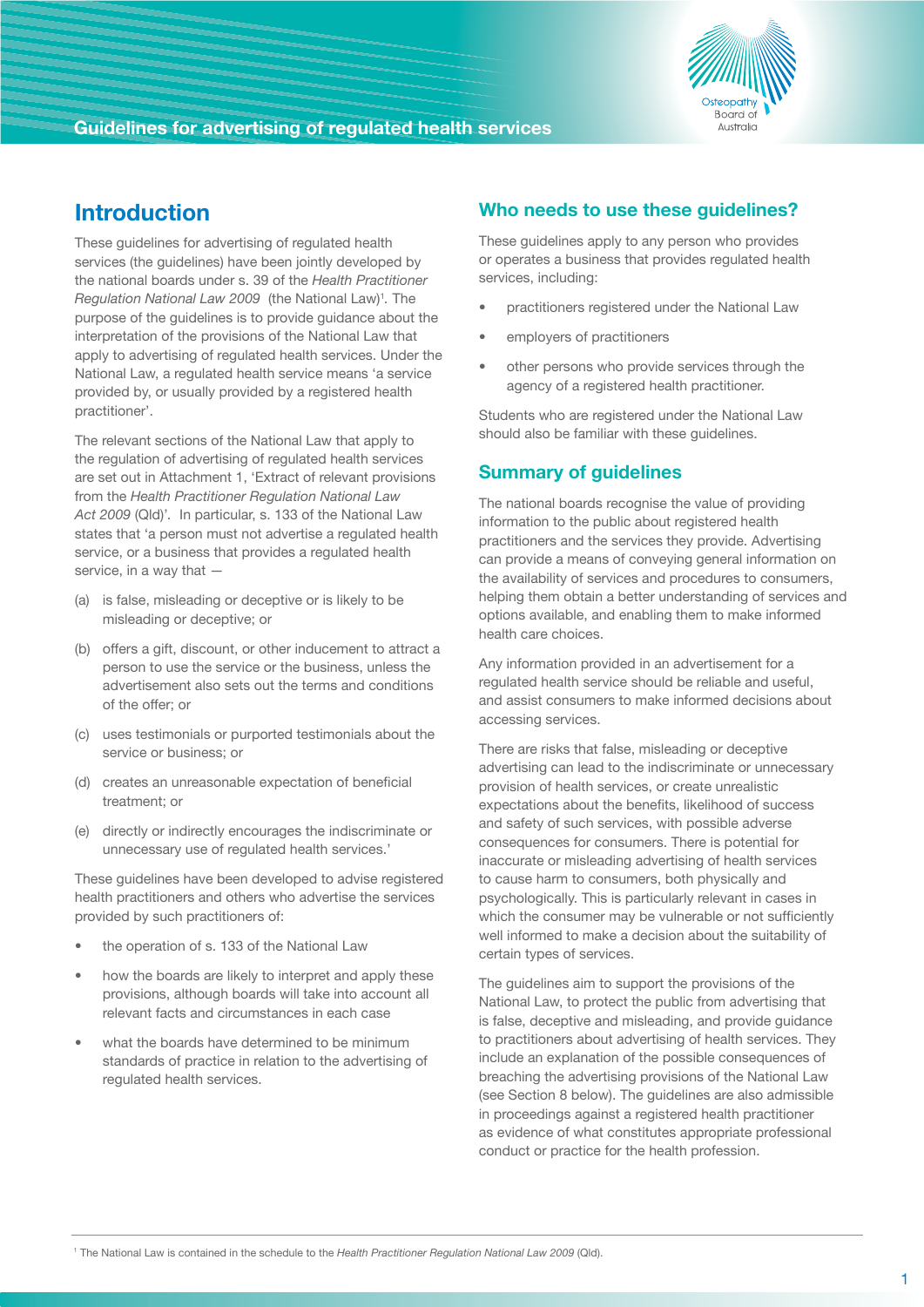## Introduction

These guidelines for advertising of regulated health services (the guidelines) have been jointly developed by the national boards under s. 39 of the *Health Practitioner Regulation National Law 2009* (the National Law)[1]. The purpose of the guidelines is to provide guidance about the interpretation of the provisions of the National Law that apply to advertising of regulated health services. Under the National Law, a regulated health service means 'a service provided by, or usually provided by a registered health practitioner'.

The relevant sections of the National Law that apply to the regulation of advertising of regulated health services are set out in Attachment 1, 'Extract of relevant provisions from the *Health Practitioner Regulation National Law Act 2009* (Qld)'. In particular, s. 133 of the National Law states that 'a person must not advertise a regulated health service, or a business that provides a regulated health service, in a way that —

(a) is false, misleading or deceptive or is likely to be misleading or deceptive; or

(b) offers a gift, discount, or other inducement to attract a person to use the service or the business, unless the advertisement also sets out the terms and conditions of the offer; or

(c) uses testimonials or purported testimonials about the service or business; or

(d) creates an unreasonable expectation of beneficial treatment; or

(e) directly or indirectly encourages the indiscriminate or unnecessary use of regulated health services.'

These guidelines have been developed to advise registered health practitioners and others who advertise the services provided by such practitioners of:

- the operation of s. 133 of the National Law
- how the boards are likely to interpret and apply these provisions, although boards will take into account all relevant facts and circumstances in each case
- what the boards have determined to be minimum standards of practice in relation to the advertising of regulated health services.

## Who needs to use these guidelines?

These guidelines apply to any person who provides or operates a business that provides regulated health services, including:

- practitioners registered under the National Law
- employers of practitioners
- other persons who provide services through the agency of a registered health practitioner.

Students who are registered under the National Law should also be familiar with these guidelines.

## Summary of guidelines

The national boards recognise the value of providing information to the public about registered health practitioners and the services they provide. Advertising can provide a means of conveying general information on the availability of services and procedures to consumers, helping them obtain a better understanding of services and options available, and enabling them to make informed health care choices.

Any information provided in an advertisement for a regulated health service should be reliable and useful, and assist consumers to make informed decisions about accessing services.

There are risks that false, misleading or deceptive advertising can lead to the indiscriminate or unnecessary provision of health services, or create unrealistic expectations about the benefits, likelihood of success and safety of such services, with possible adverse consequences for consumers. There is potential for inaccurate or misleading advertising of health services to cause harm to consumers, both physically and psychologically. This is particularly relevant in cases in which the consumer may be vulnerable or not sufficiently well informed to make a decision about the suitability of certain types of services.

The guidelines aim to support the provisions of the National Law, to protect the public from advertising that is false, deceptive and misleading, and provide guidance to practitioners about advertising of health services. They include an explanation of the possible consequences of breaching the advertising provisions of the National Law (see Section 8 below). The guidelines are also admissible in proceedings against a registered health practitioner as evidence of what constitutes appropriate professional conduct or practice for the health profession.

[1] The National Law is contained in the schedule to the *Health Practitioner Regulation National Law 2009* (Qld).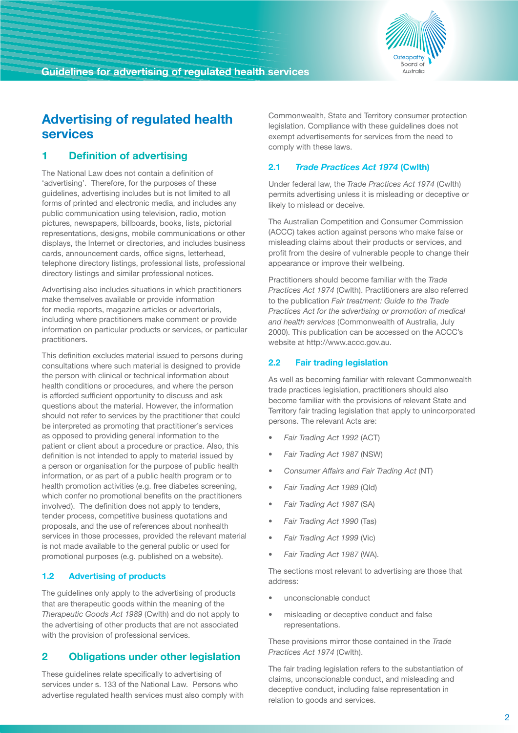# Advertising of regulated health services

## 1 Definition of advertising

The National Law does not contain a definition of 'advertising'. Therefore, for the purposes of these guidelines, advertising includes but is not limited to all forms of printed and electronic media, and includes any public communication using television, radio, motion pictures, newspapers, billboards, books, lists, pictorial representations, designs, mobile communications or other displays, the Internet or directories, and includes business cards, announcement cards, office signs, letterhead, telephone directory listings, professional lists, professional directory listings and similar professional notices.

Advertising also includes situations in which practitioners make themselves available or provide information for media reports, magazine articles or advertorials, including where practitioners make comment or provide information on particular products or services, or particular practitioners.

This definition excludes material issued to persons during consultations where such material is designed to provide the person with clinical or technical information about health conditions or procedures, and where the person is afforded sufficient opportunity to discuss and ask questions about the material. However, the information should not refer to services by the practitioner that could be interpreted as promoting that practitioner's services as opposed to providing general information to the patient or client about a procedure or practice. Also, this definition is not intended to apply to material issued by a person or organisation for the purpose of public health information, or as part of a public health program or to health promotion activities (e.g. free diabetes screening, which confer no promotional benefits on the practitioners involved). The definition does not apply to tenders, tender process, competitive business quotations and proposals, and the use of references about nonhealth services in those processes, provided the relevant material is not made available to the general public or used for promotional purposes (e.g. published on a website).

### 1.2 Advertising of products

The guidelines only apply to the advertising of products that are therapeutic goods within the meaning of the *Therapeutic Goods Act 1989* (Cwlth) and do not apply to the advertising of other products that are not associated with the provision of professional services.

## 2 Obligations under other legislation

These guidelines relate specifically to advertising of services under s. 133 of the National Law. Persons who advertise regulated health services must also comply with Commonwealth, State and Territory consumer protection legislation. Compliance with these guidelines does not exempt advertisements for services from the need to comply with these laws.

### 2.1 *Trade Practices Act 1974* (Cwlth)

Under federal law, the *Trade Practices Act 1974* (Cwlth) permits advertising unless it is misleading or deceptive or likely to mislead or deceive.

The Australian Competition and Consumer Commission (ACCC) takes action against persons who make false or misleading claims about their products or services, and profit from the desire of vulnerable people to change their appearance or improve their wellbeing.

Practitioners should become familiar with the *Trade Practices Act 1974* (Cwlth). Practitioners are also referred to the publication *Fair treatment: Guide to the Trade Practices Act for the advertising or promotion of medical and health services* (Commonwealth of Australia, July 2000). This publication can be accessed on the ACCC's website at http://www.accc.gov.au.

### 2.2 Fair trading legislation

As well as becoming familiar with relevant Commonwealth trade practices legislation, practitioners should also become familiar with the provisions of relevant State and Territory fair trading legislation that apply to unincorporated persons. The relevant Acts are:

- *Fair Trading Act 1992* (ACT)
- *Fair Trading Act 1987* (NSW)
- *Consumer Affairs and Fair Trading Act* (NT)
- *Fair Trading Act 1989* (Qld)
- *Fair Trading Act 1987* (SA)
- *Fair Trading Act 1990* (Tas)
- *Fair Trading Act 1999* (Vic)
- *Fair Trading Act 1987* (WA).

The sections most relevant to advertising are those that address:

- unconscionable conduct
- misleading or deceptive conduct and false representations.

These provisions mirror those contained in the *Trade Practices Act 1974* (Cwlth).

The fair trading legislation refers to the substantiation of claims, unconscionable conduct, and misleading and deceptive conduct, including false representation in relation to goods and services.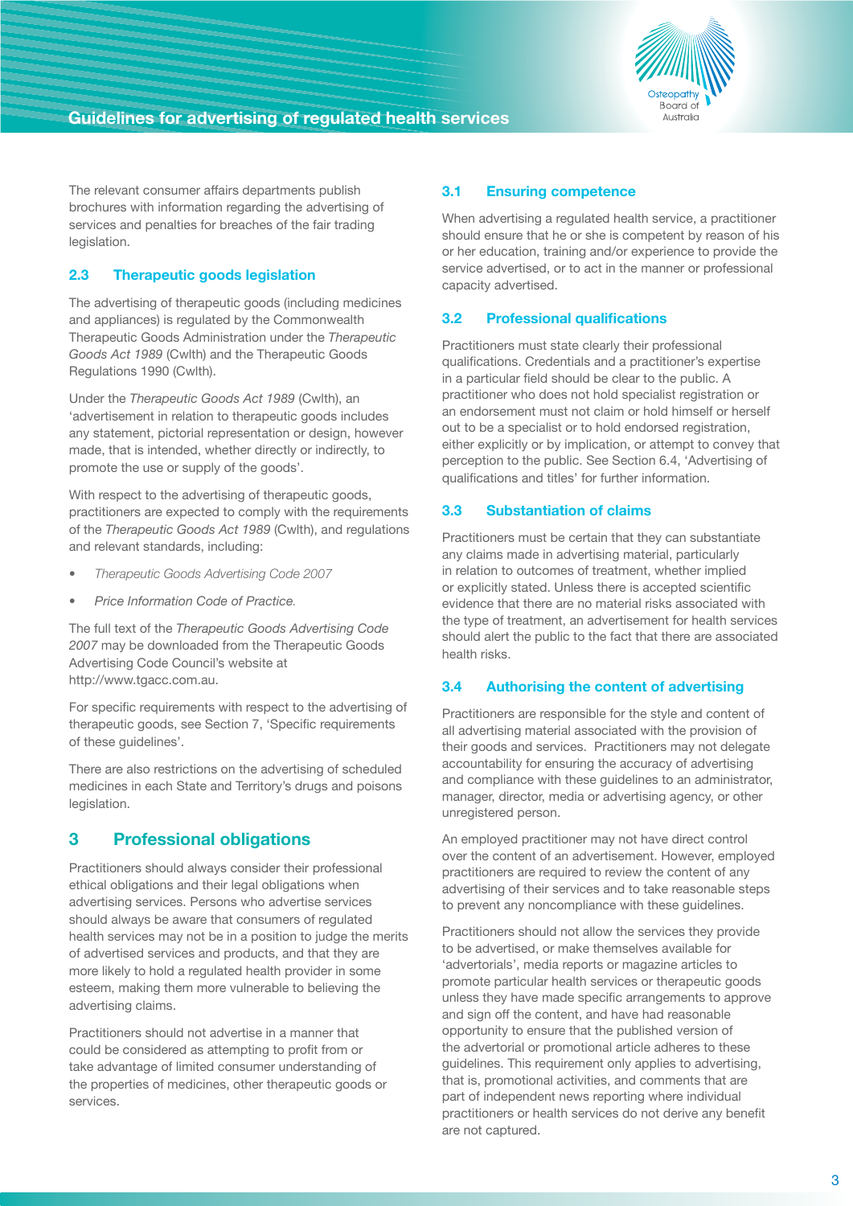The relevant consumer affairs departments publish brochures with information regarding the advertising of services and penalties for breaches of the fair trading legislation.

### 2.3 Therapeutic goods legislation

The advertising of therapeutic goods (including medicines and appliances) is regulated by the Commonwealth Therapeutic Goods Administration under the *Therapeutic Goods Act 1989* (Cwlth) and the Therapeutic Goods Regulations 1990 (Cwlth).

Under the *Therapeutic Goods Act 1989* (Cwlth), an 'advertisement in relation to therapeutic goods includes any statement, pictorial representation or design, however made, that is intended, whether directly or indirectly, to promote the use or supply of the goods'.

With respect to the advertising of therapeutic goods, practitioners are expected to comply with the requirements of the *Therapeutic Goods Act 1989* (Cwlth), and regulations and relevant standards, including:

- *Therapeutic Goods Advertising Code 2007*
- *Price Information Code of Practice.*

The full text of the *Therapeutic Goods Advertising Code 2007* may be downloaded from the Therapeutic Goods Advertising Code Council's website at http://www.tgacc.com.au.

For specific requirements with respect to the advertising of therapeutic goods, see Section 7, 'Specific requirements of these guidelines'.

There are also restrictions on the advertising of scheduled medicines in each State and Territory's drugs and poisons legislation.

## 3 Professional obligations

Practitioners should always consider their professional ethical obligations and their legal obligations when advertising services. Persons who advertise services should always be aware that consumers of regulated health services may not be in a position to judge the merits of advertised services and products, and that they are more likely to hold a regulated health provider in some esteem, making them more vulnerable to believing the advertising claims.

Practitioners should not advertise in a manner that could be considered as attempting to profit from or take advantage of limited consumer understanding of the properties of medicines, other therapeutic goods or services.

### 3.1 Ensuring competence

When advertising a regulated health service, a practitioner should ensure that he or she is competent by reason of his or her education, training and/or experience to provide the service advertised, or to act in the manner or professional capacity advertised.

### 3.2 Professional qualifications

Practitioners must state clearly their professional qualifications. Credentials and a practitioner's expertise in a particular field should be clear to the public. A practitioner who does not hold specialist registration or an endorsement must not claim or hold himself or herself out to be a specialist or to hold endorsed registration, either explicitly or by implication, or attempt to convey that perception to the public. See Section 6.4, 'Advertising of qualifications and titles' for further information.

### 3.3 Substantiation of claims

Practitioners must be certain that they can substantiate any claims made in advertising material, particularly in relation to outcomes of treatment, whether implied or explicitly stated. Unless there is accepted scientific evidence that there are no material risks associated with the type of treatment, an advertisement for health services should alert the public to the fact that there are associated health risks.

### 3.4 Authorising the content of advertising

Practitioners are responsible for the style and content of all advertising material associated with the provision of their goods and services. Practitioners may not delegate accountability for ensuring the accuracy of advertising and compliance with these guidelines to an administrator, manager, director, media or advertising agency, or other unregistered person.

An employed practitioner may not have direct control over the content of an advertisement. However, employed practitioners are required to review the content of any advertising of their services and to take reasonable steps to prevent any noncompliance with these guidelines.

Practitioners should not allow the services they provide to be advertised, or make themselves available for 'advertorials', media reports or magazine articles to promote particular health services or therapeutic goods unless they have made specific arrangements to approve and sign off the content, and have had reasonable opportunity to ensure that the published version of the advertorial or promotional article adheres to these guidelines. This requirement only applies to advertising, that is, promotional activities, and comments that are part of independent news reporting where individual practitioners or health services do not derive any benefit are not captured.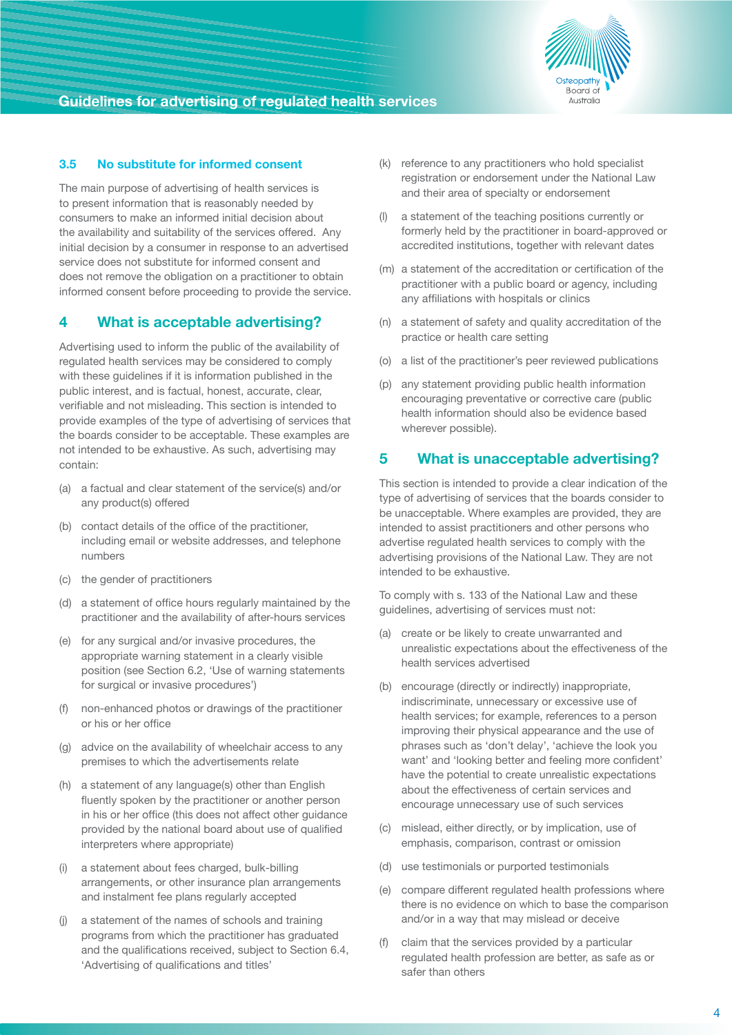### 3.5 No substitute for informed consent

The main purpose of advertising of health services is to present information that is reasonably needed by consumers to make an informed initial decision about the availability and suitability of the services offered. Any initial decision by a consumer in response to an advertised service does not substitute for informed consent and does not remove the obligation on a practitioner to obtain informed consent before proceeding to provide the service.

## 4 What is acceptable advertising?

Advertising used to inform the public of the availability of regulated health services may be considered to comply with these guidelines if it is information published in the public interest, and is factual, honest, accurate, clear, verifiable and not misleading. This section is intended to provide examples of the type of advertising of services that the boards consider to be acceptable. These examples are not intended to be exhaustive. As such, advertising may contain:

(a) a factual and clear statement of the service(s) and/or any product(s) offered

(b) contact details of the office of the practitioner, including email or website addresses, and telephone numbers

(c) the gender of practitioners

(d) a statement of office hours regularly maintained by the practitioner and the availability of after-hours services

(e) for any surgical and/or invasive procedures, the appropriate warning statement in a clearly visible position (see Section 6.2, 'Use of warning statements for surgical or invasive procedures')

(f) non-enhanced photos or drawings of the practitioner or his or her office

(g) advice on the availability of wheelchair access to any premises to which the advertisements relate

(h) a statement of any language(s) other than English fluently spoken by the practitioner or another person in his or her office (this does not affect other guidance provided by the national board about use of qualified interpreters where appropriate)

(i) a statement about fees charged, bulk-billing arrangements, or other insurance plan arrangements and instalment fee plans regularly accepted

(j) a statement of the names of schools and training programs from which the practitioner has graduated and the qualifications received, subject to Section 6.4, 'Advertising of qualifications and titles'

(k) reference to any practitioners who hold specialist registration or endorsement under the National Law and their area of specialty or endorsement

(l) a statement of the teaching positions currently or formerly held by the practitioner in board-approved or accredited institutions, together with relevant dates

(m) a statement of the accreditation or certification of the practitioner with a public board or agency, including any affiliations with hospitals or clinics

(n) a statement of safety and quality accreditation of the practice or health care setting

(o) a list of the practitioner's peer reviewed publications

(p) any statement providing public health information encouraging preventative or corrective care (public health information should also be evidence based wherever possible).

## 5 What is unacceptable advertising?

This section is intended to provide a clear indication of the type of advertising of services that the boards consider to be unacceptable. Where examples are provided, they are intended to assist practitioners and other persons who advertise regulated health services to comply with the advertising provisions of the National Law. They are not intended to be exhaustive.

To comply with s. 133 of the National Law and these guidelines, advertising of services must not:

(a) create or be likely to create unwarranted and unrealistic expectations about the effectiveness of the health services advertised

(b) encourage (directly or indirectly) inappropriate, indiscriminate, unnecessary or excessive use of health services; for example, references to a person improving their physical appearance and the use of phrases such as 'don't delay', 'achieve the look you want' and 'looking better and feeling more confident' have the potential to create unrealistic expectations about the effectiveness of certain services and encourage unnecessary use of such services

(c) mislead, either directly, or by implication, use of emphasis, comparison, contrast or omission

(d) use testimonials or purported testimonials

(e) compare different regulated health professions where there is no evidence on which to base the comparison and/or in a way that may mislead or deceive

(f) claim that the services provided by a particular regulated health profession are better, as safe as or safer than others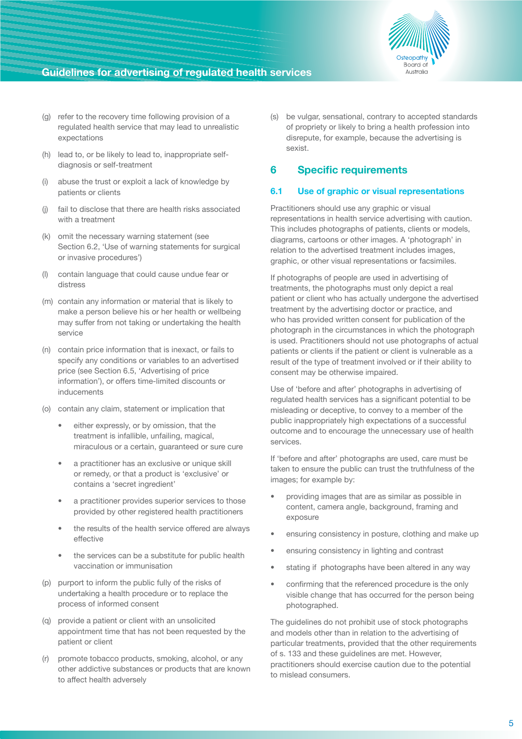(g) refer to the recovery time following provision of a regulated health service that may lead to unrealistic expectations

(h) lead to, or be likely to lead to, inappropriate self-diagnosis or self-treatment

(i) abuse the trust or exploit a lack of knowledge by patients or clients

(j) fail to disclose that there are health risks associated with a treatment

(k) omit the necessary warning statement (see Section 6.2, 'Use of warning statements for surgical or invasive procedures')

(l) contain language that could cause undue fear or distress

(m) contain any information or material that is likely to make a person believe his or her health or wellbeing may suffer from not taking or undertaking the health service

(n) contain price information that is inexact, or fails to specify any conditions or variables to an advertised price (see Section 6.5, 'Advertising of price information'), or offers time-limited discounts or inducements

(o) contain any claim, statement or implication that

- either expressly, or by omission, that the treatment is infallible, unfailing, magical, miraculous or a certain, guaranteed or sure cure
- a practitioner has an exclusive or unique skill or remedy, or that a product is 'exclusive' or contains a 'secret ingredient'
- a practitioner provides superior services to those provided by other registered health practitioners
- the results of the health service offered are always effective
- the services can be a substitute for public health vaccination or immunisation

(p) purport to inform the public fully of the risks of undertaking a health procedure or to replace the process of informed consent

(q) provide a patient or client with an unsolicited appointment time that has not been requested by the patient or client

(r) promote tobacco products, smoking, alcohol, or any other addictive substances or products that are known to affect health adversely

(s) be vulgar, sensational, contrary to accepted standards of propriety or likely to bring a health profession into disrepute, for example, because the advertising is sexist.

## 6 Specific requirements

### 6.1 Use of graphic or visual representations

Practitioners should use any graphic or visual representations in health service advertising with caution. This includes photographs of patients, clients or models, diagrams, cartoons or other images. A 'photograph' in relation to the advertised treatment includes images, graphic, or other visual representations or facsimiles.

If photographs of people are used in advertising of treatments, the photographs must only depict a real patient or client who has actually undergone the advertised treatment by the advertising doctor or practice, and who has provided written consent for publication of the photograph in the circumstances in which the photograph is used. Practitioners should not use photographs of actual patients or clients if the patient or client is vulnerable as a result of the type of treatment involved or if their ability to consent may be otherwise impaired.

Use of 'before and after' photographs in advertising of regulated health services has a significant potential to be misleading or deceptive, to convey to a member of the public inappropriately high expectations of a successful outcome and to encourage the unnecessary use of health services.

If 'before and after' photographs are used, care must be taken to ensure the public can trust the truthfulness of the images; for example by:

- providing images that are as similar as possible in content, camera angle, background, framing and exposure
- ensuring consistency in posture, clothing and make up
- ensuring consistency in lighting and contrast
- stating if photographs have been altered in any way
- confirming that the referenced procedure is the only visible change that has occurred for the person being photographed.

The guidelines do not prohibit use of stock photographs and models other than in relation to the advertising of particular treatments, provided that the other requirements of s. 133 and these guidelines are met. However, practitioners should exercise caution due to the potential to mislead consumers.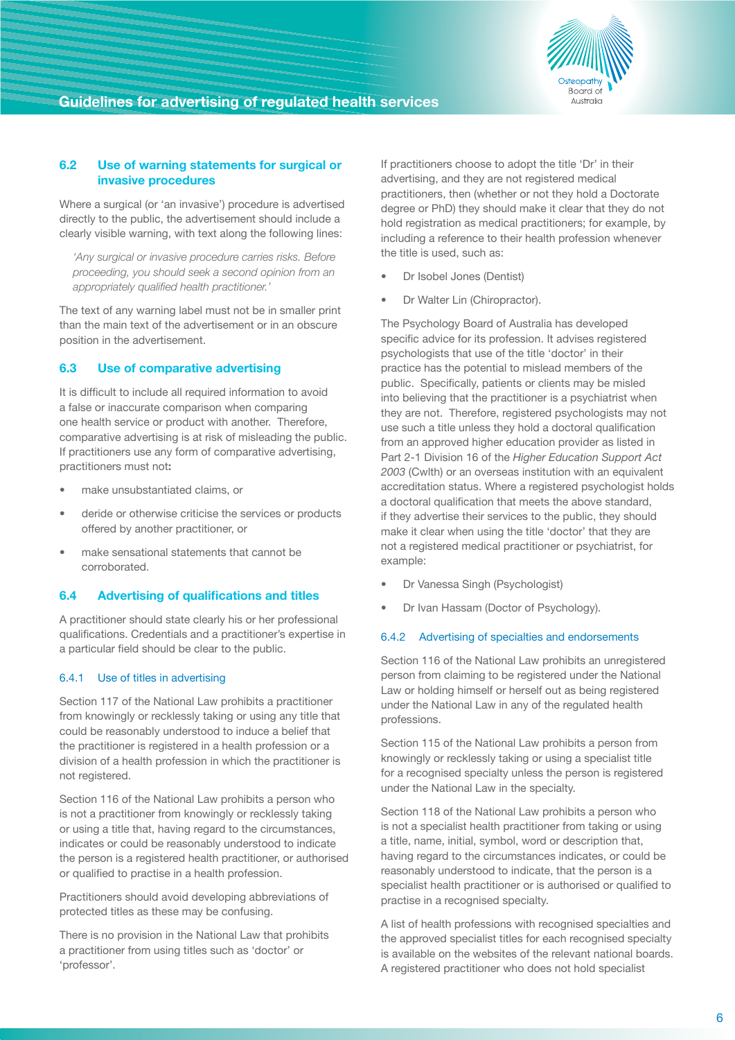### 6.2 Use of warning statements for surgical or invasive procedures

Where a surgical (or 'an invasive') procedure is advertised directly to the public, the advertisement should include a clearly visible warning, with text along the following lines:

*'Any surgical or invasive procedure carries risks. Before proceeding, you should seek a second opinion from an appropriately qualified health practitioner.'*

The text of any warning label must not be in smaller print than the main text of the advertisement or in an obscure position in the advertisement.

### 6.3 Use of comparative advertising

It is difficult to include all required information to avoid a false or inaccurate comparison when comparing one health service or product with another. Therefore, comparative advertising is at risk of misleading the public. If practitioners use any form of comparative advertising, practitioners must not**:**

- make unsubstantiated claims, or
- deride or otherwise criticise the services or products offered by another practitioner, or
- make sensational statements that cannot be corroborated.

### 6.4 Advertising of qualifications and titles

A practitioner should state clearly his or her professional qualifications. Credentials and a practitioner's expertise in a particular field should be clear to the public.

#### 6.4.1 Use of titles in advertising

Section 117 of the National Law prohibits a practitioner from knowingly or recklessly taking or using any title that could be reasonably understood to induce a belief that the practitioner is registered in a health profession or a division of a health profession in which the practitioner is not registered.

Section 116 of the National Law prohibits a person who is not a practitioner from knowingly or recklessly taking or using a title that, having regard to the circumstances, indicates or could be reasonably understood to indicate the person is a registered health practitioner, or authorised or qualified to practise in a health profession.

Practitioners should avoid developing abbreviations of protected titles as these may be confusing.

There is no provision in the National Law that prohibits a practitioner from using titles such as 'doctor' or 'professor'.

If practitioners choose to adopt the title 'Dr' in their advertising, and they are not registered medical practitioners, then (whether or not they hold a Doctorate degree or PhD) they should make it clear that they do not hold registration as medical practitioners; for example, by including a reference to their health profession whenever the title is used, such as:

- Dr Isobel Jones (Dentist)
- Dr Walter Lin (Chiropractor).

The Psychology Board of Australia has developed specific advice for its profession. It advises registered psychologists that use of the title 'doctor' in their practice has the potential to mislead members of the public. Specifically, patients or clients may be misled into believing that the practitioner is a psychiatrist when they are not. Therefore, registered psychologists may not use such a title unless they hold a doctoral qualification from an approved higher education provider as listed in Part 2-1 Division 16 of the *Higher Education Support Act 2003* (Cwlth) or an overseas institution with an equivalent accreditation status. Where a registered psychologist holds a doctoral qualification that meets the above standard, if they advertise their services to the public, they should make it clear when using the title 'doctor' that they are not a registered medical practitioner or psychiatrist, for example:

- Dr Vanessa Singh (Psychologist)
- Dr Ivan Hassam (Doctor of Psychology).

#### 6.4.2 Advertising of specialties and endorsements

Section 116 of the National Law prohibits an unregistered person from claiming to be registered under the National Law or holding himself or herself out as being registered under the National Law in any of the regulated health professions.

Section 115 of the National Law prohibits a person from knowingly or recklessly taking or using a specialist title for a recognised specialty unless the person is registered under the National Law in the specialty.

Section 118 of the National Law prohibits a person who is not a specialist health practitioner from taking or using a title, name, initial, symbol, word or description that, having regard to the circumstances indicates, or could be reasonably understood to indicate, that the person is a specialist health practitioner or is authorised or qualified to practise in a recognised specialty.

A list of health professions with recognised specialties and the approved specialist titles for each recognised specialty is available on the websites of the relevant national boards. A registered practitioner who does not hold specialist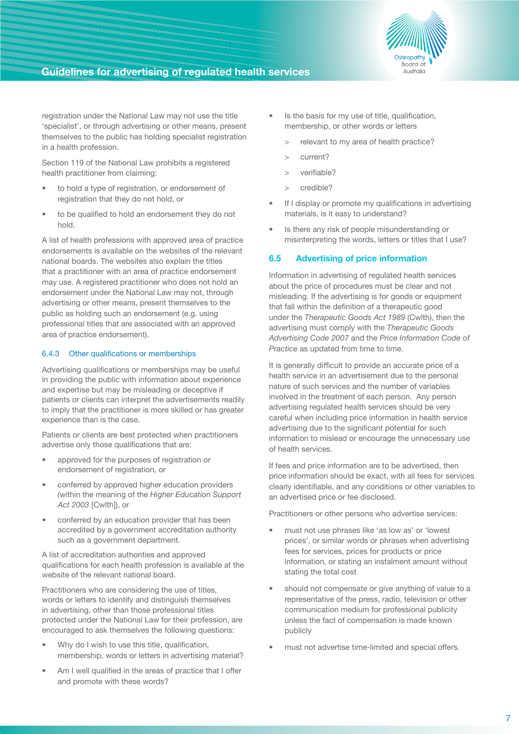registration under the National Law may not use the title 'specialist', or through advertising or other means, present themselves to the public has holding specialist registration in a health profession.

Section 119 of the National Law prohibits a registered health practitioner from claiming:

- to hold a type of registration, or endorsement of registration that they do not hold, or
- to be qualified to hold an endorsement they do not hold.

A list of health professions with approved area of practice endorsements is available on the websites of the relevant national boards. The websites also explain the titles that a practitioner with an area of practice endorsement may use. A registered practitioner who does not hold an endorsement under the National Law may not, through advertising or other means, present themselves to the public as holding such an endorsement (e.g. using professional titles that are associated with an approved area of practice endorsement).

#### 6.4.3 Other qualifications or memberships

Advertising qualifications or memberships may be useful in providing the public with information about experience and expertise but may be misleading or deceptive if patients or clients can interpret the advertisements readily to imply that the practitioner is more skilled or has greater experience than is the case.

Patients or clients are best protected when practitioners advertise only those qualifications that are:

- approved for the purposes of registration or endorsement of registration, or
- conferred by approved higher education providers (within the meaning of the *Higher Education Support Act 2003* [Cwlth]), or
- conferred by an education provider that has been accredited by a government accreditation authority such as a government department.

A list of accreditation authorities and approved qualifications for each health profession is available at the website of the relevant national board.

Practitioners who are considering the use of titles, words or letters to identify and distinguish themselves in advertising, other than those professional titles protected under the National Law for their profession, are encouraged to ask themselves the following questions:

- Why do I wish to use this title, qualification, membership, words or letters in advertising material?
- Am I well qualified in the areas of practice that I offer and promote with these words?
- Is the basis for my use of title, qualification, membership, or other words or letters
  - relevant to my area of health practice?
  - current?
  - verifiable?
  - credible?
- If I display or promote my qualifications in advertising materials, is it easy to understand?
- Is there any risk of people misunderstanding or misinterpreting the words, letters or titles that I use?

### 6.5 Advertising of price information

Information in advertising of regulated health services about the price of procedures must be clear and not misleading. If the advertising is for goods or equipment that fall within the definition of a therapeutic good under the *Therapeutic Goods Act 1989* (Cwlth), then the advertising must comply with the *Therapeutic Goods Advertising Code 2007* and the *Price Information Code of Practice* as updated from time to time.

It is generally difficult to provide an accurate price of a health service in an advertisement due to the personal nature of such services and the number of variables involved in the treatment of each person. Any person advertising regulated health services should be very careful when including price information in health service advertising due to the significant potential for such information to mislead or encourage the unnecessary use of health services.

If fees and price information are to be advertised, then price information should be exact, with all fees for services clearly identifiable, and any conditions or other variables to an advertised price or fee disclosed.

Practitioners or other persons who advertise services:

- must not use phrases like 'as low as' or 'lowest prices', or similar words or phrases when advertising fees for services, prices for products or price information, or stating an instalment amount without stating the total cost
- should not compensate or give anything of value to a representative of the press, radio, television or other communication medium for professional publicity unless the fact of compensation is made known publicly
- must not advertise time-limited and special offers.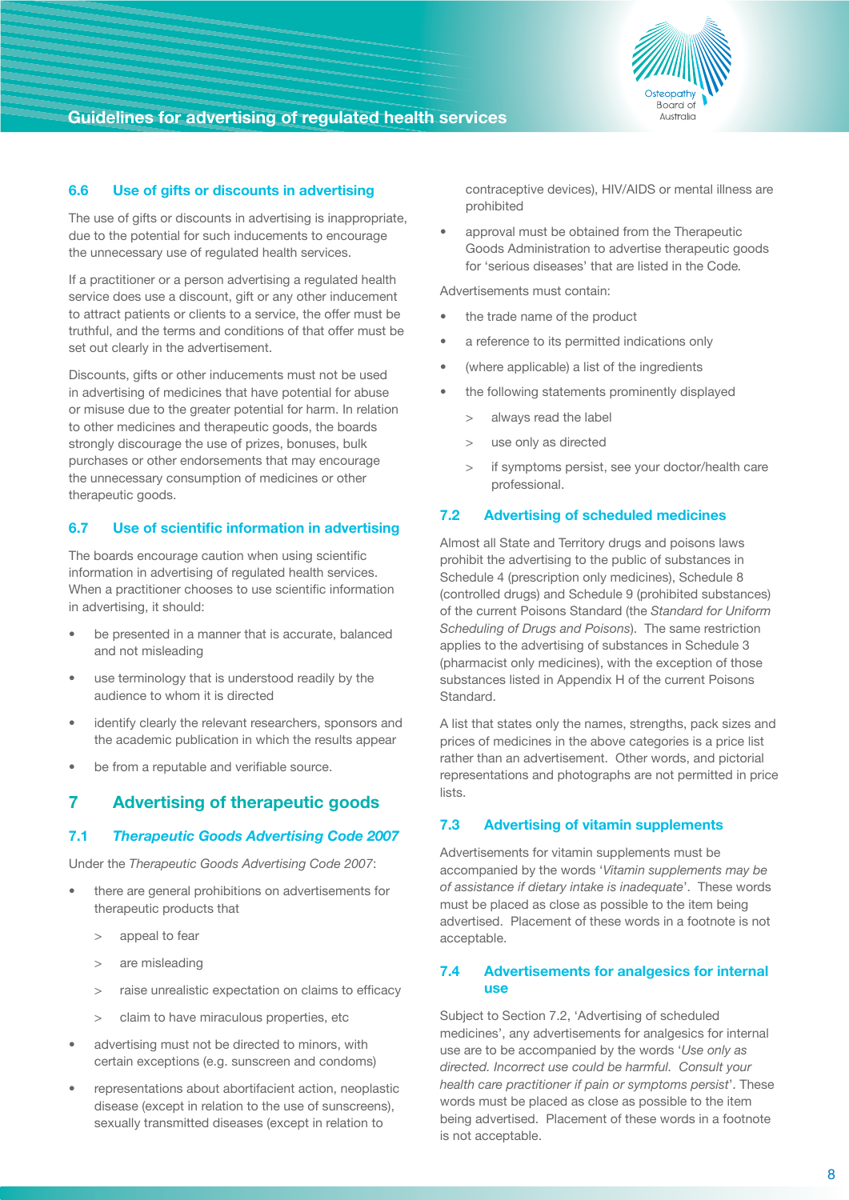### 6.6 Use of gifts or discounts in advertising

The use of gifts or discounts in advertising is inappropriate, due to the potential for such inducements to encourage the unnecessary use of regulated health services.

If a practitioner or a person advertising a regulated health service does use a discount, gift or any other inducement to attract patients or clients to a service, the offer must be truthful, and the terms and conditions of that offer must be set out clearly in the advertisement.

Discounts, gifts or other inducements must not be used in advertising of medicines that have potential for abuse or misuse due to the greater potential for harm. In relation to other medicines and therapeutic goods, the boards strongly discourage the use of prizes, bonuses, bulk purchases or other endorsements that may encourage the unnecessary consumption of medicines or other therapeutic goods.

### 6.7 Use of scientific information in advertising

The boards encourage caution when using scientific information in advertising of regulated health services. When a practitioner chooses to use scientific information in advertising, it should:

- be presented in a manner that is accurate, balanced and not misleading
- use terminology that is understood readily by the audience to whom it is directed
- identify clearly the relevant researchers, sponsors and the academic publication in which the results appear
- be from a reputable and verifiable source.

## 7 Advertising of therapeutic goods

### 7.1 *Therapeutic Goods Advertising Code 2007*

Under the *Therapeutic Goods Advertising Code 2007*:

- there are general prohibitions on advertisements for therapeutic products that
  - appeal to fear
  - are misleading
  - raise unrealistic expectation on claims to efficacy
  - claim to have miraculous properties, etc
- advertising must not be directed to minors, with certain exceptions (e.g. sunscreen and condoms)
- representations about abortifacient action, neoplastic disease (except in relation to the use of sunscreens), sexually transmitted diseases (except in relation to contraceptive devices), HIV/AIDS or mental illness are prohibited
- approval must be obtained from the Therapeutic Goods Administration to advertise therapeutic goods for 'serious diseases' that are listed in the Code.

Advertisements must contain:

- the trade name of the product
- a reference to its permitted indications only
- (where applicable) a list of the ingredients
- the following statements prominently displayed
  - always read the label
  - use only as directed
  - if symptoms persist, see your doctor/health care professional.

### 7.2 Advertising of scheduled medicines

Almost all State and Territory drugs and poisons laws prohibit the advertising to the public of substances in Schedule 4 (prescription only medicines), Schedule 8 (controlled drugs) and Schedule 9 (prohibited substances) of the current Poisons Standard (the *Standard for Uniform Scheduling of Drugs and Poisons*). The same restriction applies to the advertising of substances in Schedule 3 (pharmacist only medicines), with the exception of those substances listed in Appendix H of the current Poisons Standard.

A list that states only the names, strengths, pack sizes and prices of medicines in the above categories is a price list rather than an advertisement. Other words, and pictorial representations and photographs are not permitted in price lists.

### 7.3 Advertising of vitamin supplements

Advertisements for vitamin supplements must be accompanied by the words '*Vitamin supplements may be of assistance if dietary intake is inadequate*'. These words must be placed as close as possible to the item being advertised. Placement of these words in a footnote is not acceptable.

### 7.4 Advertisements for analgesics for internal use

Subject to Section 7.2, 'Advertising of scheduled medicines', any advertisements for analgesics for internal use are to be accompanied by the words '*Use only as directed. Incorrect use could be harmful. Consult your health care practitioner if pain or symptoms persist*'. These words must be placed as close as possible to the item being advertised. Placement of these words in a footnote is not acceptable.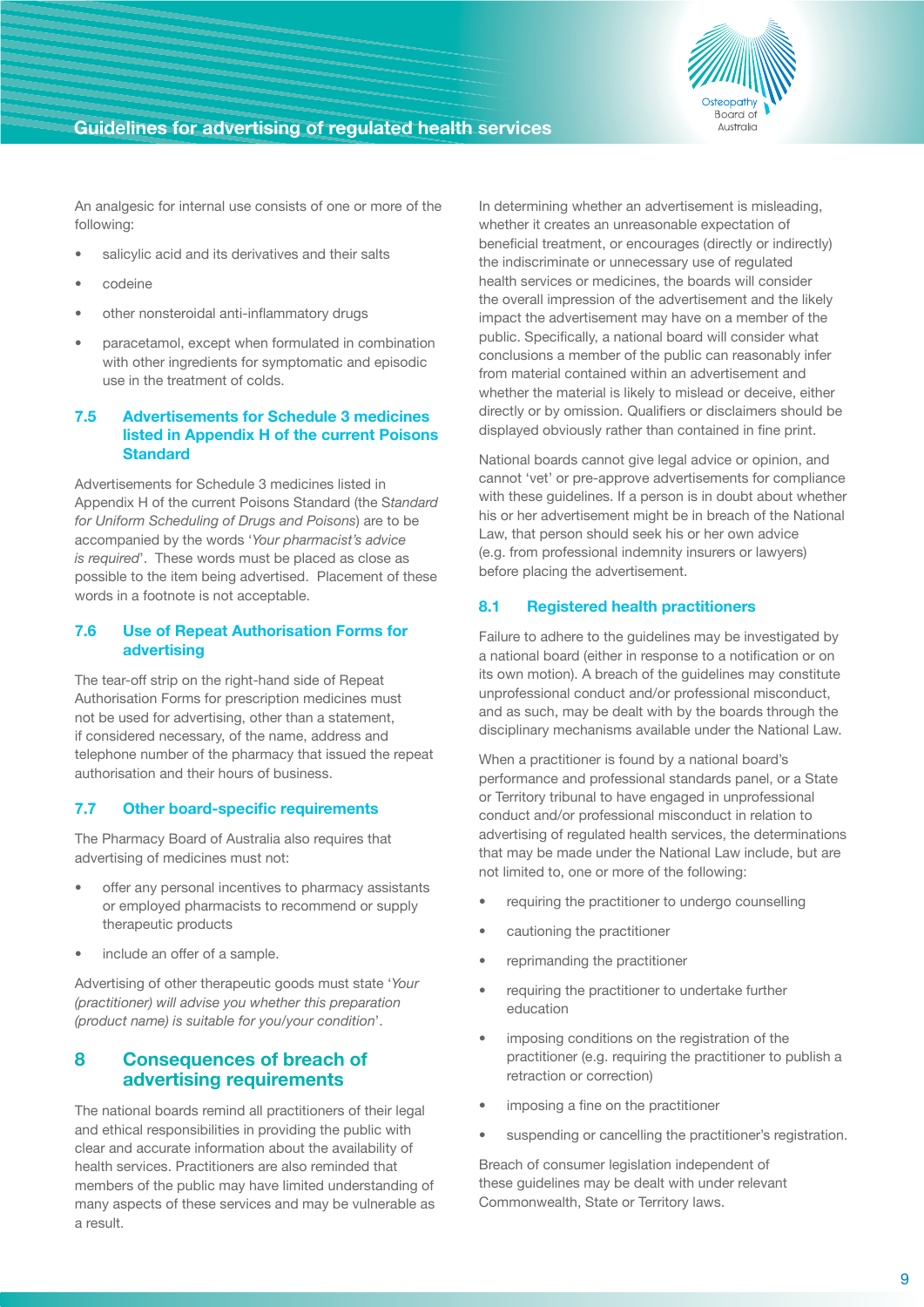An analgesic for internal use consists of one or more of the following:

- salicylic acid and its derivatives and their salts
- codeine
- other nonsteroidal anti-inflammatory drugs
- paracetamol, except when formulated in combination with other ingredients for symptomatic and episodic use in the treatment of colds.

### 7.5 Advertisements for Schedule 3 medicines listed in Appendix H of the current Poisons Standard

Advertisements for Schedule 3 medicines listed in Appendix H of the current Poisons Standard (the S*tandard for Uniform Scheduling of Drugs and Poisons*) are to be accompanied by the words '*Your pharmacist's advice is required*'. These words must be placed as close as possible to the item being advertised. Placement of these words in a footnote is not acceptable.

### 7.6 Use of Repeat Authorisation Forms for advertising

The tear-off strip on the right-hand side of Repeat Authorisation Forms for prescription medicines must not be used for advertising, other than a statement, if considered necessary, of the name, address and telephone number of the pharmacy that issued the repeat authorisation and their hours of business.

### 7.7 Other board-specific requirements

The Pharmacy Board of Australia also requires that advertising of medicines must not:

- offer any personal incentives to pharmacy assistants or employed pharmacists to recommend or supply therapeutic products
- include an offer of a sample.

Advertising of other therapeutic goods must state '*Your (practitioner) will advise you whether this preparation (product name) is suitable for you/your condition*'.

## 8 Consequences of breach of advertising requirements

The national boards remind all practitioners of their legal and ethical responsibilities in providing the public with clear and accurate information about the availability of health services. Practitioners are also reminded that members of the public may have limited understanding of many aspects of these services and may be vulnerable as a result.

In determining whether an advertisement is misleading, whether it creates an unreasonable expectation of beneficial treatment, or encourages (directly or indirectly) the indiscriminate or unnecessary use of regulated health services or medicines, the boards will consider the overall impression of the advertisement and the likely impact the advertisement may have on a member of the public. Specifically, a national board will consider what conclusions a member of the public can reasonably infer from material contained within an advertisement and whether the material is likely to mislead or deceive, either directly or by omission. Qualifiers or disclaimers should be displayed obviously rather than contained in fine print.

National boards cannot give legal advice or opinion, and cannot 'vet' or pre-approve advertisements for compliance with these guidelines. If a person is in doubt about whether his or her advertisement might be in breach of the National Law, that person should seek his or her own advice (e.g. from professional indemnity insurers or lawyers) before placing the advertisement.

### 8.1 Registered health practitioners

Failure to adhere to the guidelines may be investigated by a national board (either in response to a notification or on its own motion). A breach of the guidelines may constitute unprofessional conduct and/or professional misconduct, and as such, may be dealt with by the boards through the disciplinary mechanisms available under the National Law.

When a practitioner is found by a national board's performance and professional standards panel, or a State or Territory tribunal to have engaged in unprofessional conduct and/or professional misconduct in relation to advertising of regulated health services, the determinations that may be made under the National Law include, but are not limited to, one or more of the following:

- requiring the practitioner to undergo counselling
- cautioning the practitioner
- reprimanding the practitioner
- requiring the practitioner to undertake further education
- imposing conditions on the registration of the practitioner (e.g. requiring the practitioner to publish a retraction or correction)
- imposing a fine on the practitioner
- suspending or cancelling the practitioner's registration.

Breach of consumer legislation independent of these guidelines may be dealt with under relevant Commonwealth, State or Territory laws.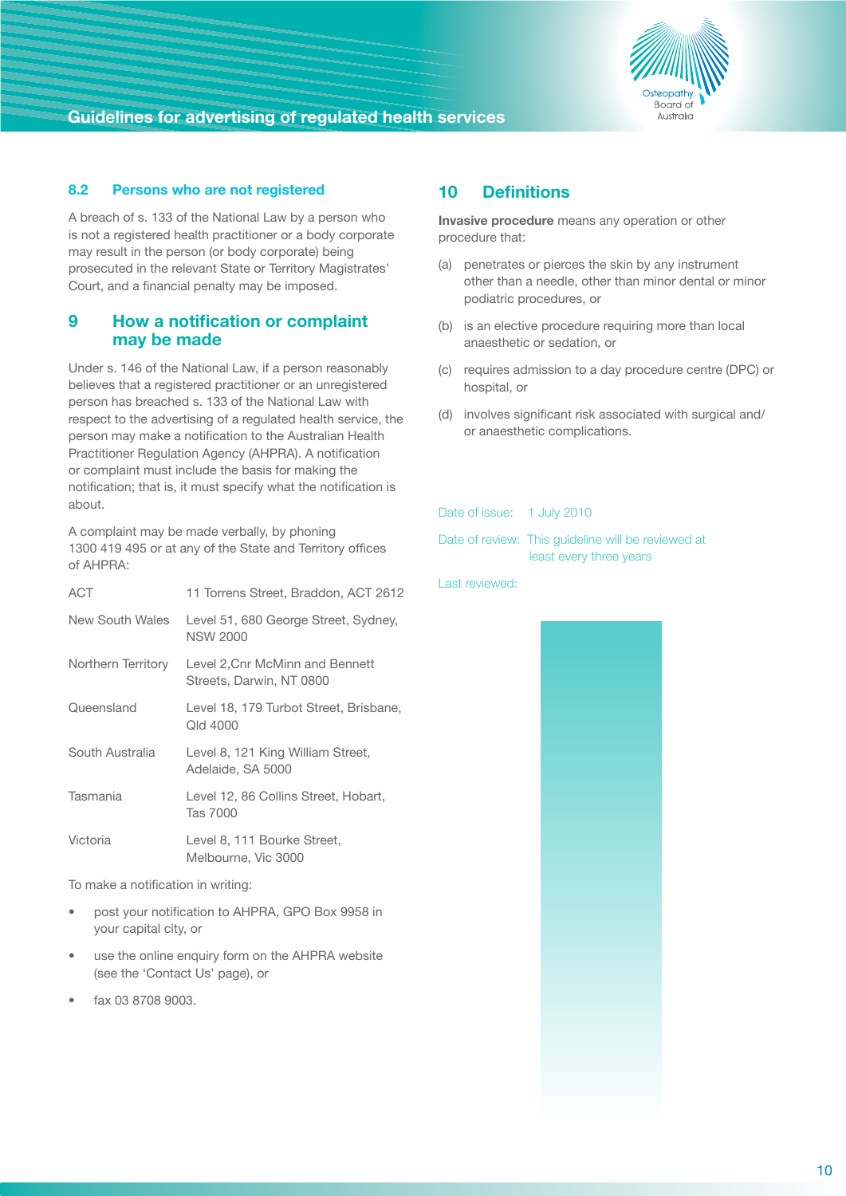### 8.2 Persons who are not registered

A breach of s. 133 of the National Law by a person who is not a registered health practitioner or a body corporate may result in the person (or body corporate) being prosecuted in the relevant State or Territory Magistrates' Court, and a financial penalty may be imposed.

## 9 How a notification or complaint may be made

Under s. 146 of the National Law, if a person reasonably believes that a registered practitioner or an unregistered person has breached s. 133 of the National Law with respect to the advertising of a regulated health service, the person may make a notification to the Australian Health Practitioner Regulation Agency (AHPRA). A notification or complaint must include the basis for making the notification; that is, it must specify what the notification is about.

A complaint may be made verbally, by phoning 1300 419 495 or at any of the State and Territory offices of AHPRA:

| | |
|---|---|
| ACT | 11 Torrens Street, Braddon, ACT 2612 |
| New South Wales | Level 51, 680 George Street, Sydney, NSW 2000 |
| Northern Territory | Level 2,Cnr McMinn and Bennett Streets, Darwin, NT 0800 |
| Queensland | Level 18, 179 Turbot Street, Brisbane, Qld 4000 |
| South Australia | Level 8, 121 King William Street, Adelaide, SA 5000 |
| Tasmania | Level 12, 86 Collins Street, Hobart, Tas 7000 |
| Victoria | Level 8, 111 Bourke Street, Melbourne, Vic 3000 |

To make a notification in writing:

- post your notification to AHPRA, GPO Box 9958 in your capital city, or
- use the online enquiry form on the AHPRA website (see the 'Contact Us' page), or
- fax 03 8708 9003.

## 10 Definitions

**Invasive procedure** means any operation or other procedure that:

(a) penetrates or pierces the skin by any instrument other than a needle, other than minor dental or minor podiatric procedures, or

(b) is an elective procedure requiring more than local anaesthetic or sedation, or

(c) requires admission to a day procedure centre (DPC) or hospital, or

(d) involves significant risk associated with surgical and/or anaesthetic complications.

Date of issue: 1 July 2010

Date of review: This guideline will be reviewed at least every three years

Last reviewed: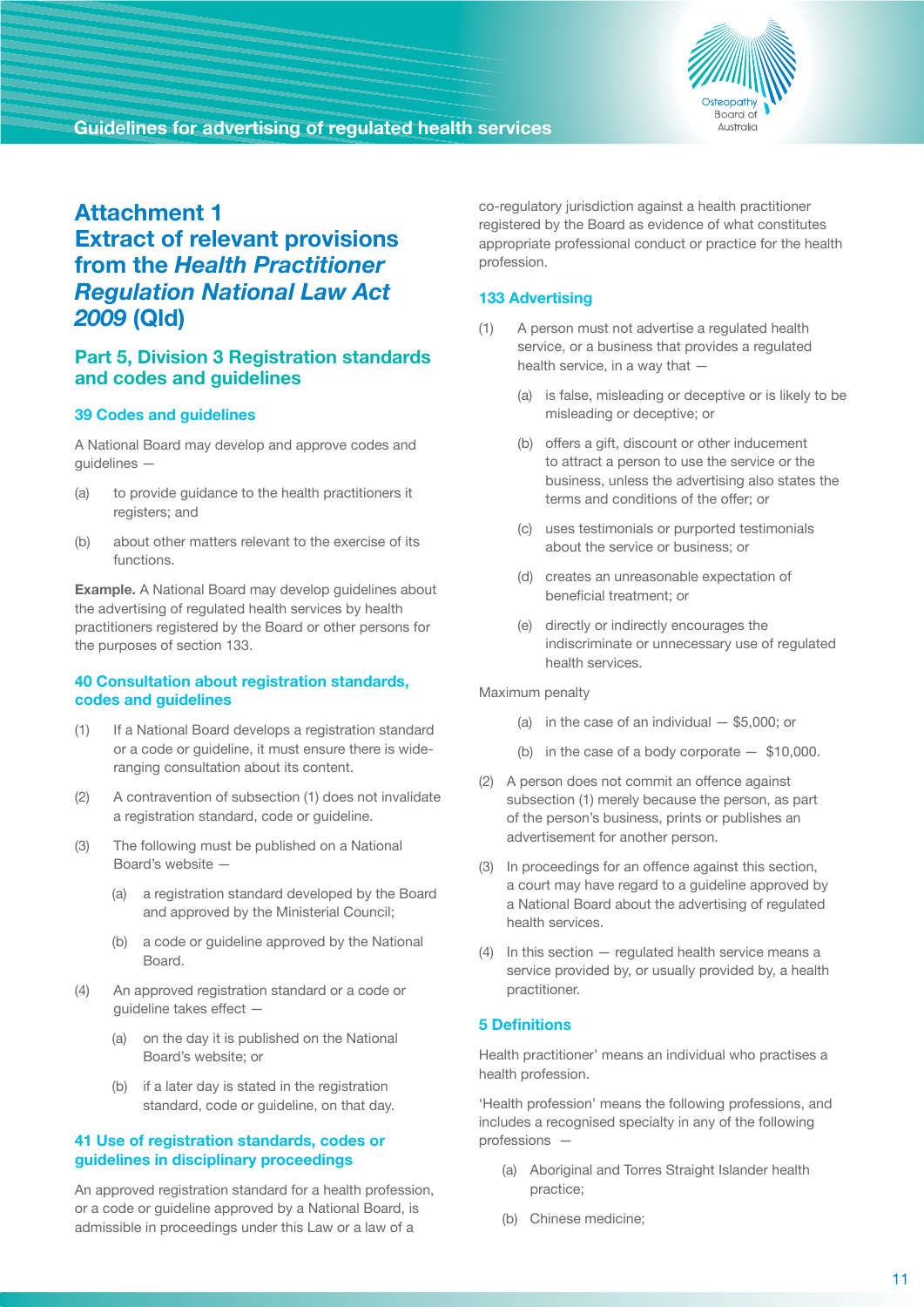# Attachment 1
# Extract of relevant provisions from the *Health Practitioner Regulation National Law Act 2009* (Qld)

## Part 5, Division 3 Registration standards and codes and guidelines

### 39 Codes and guidelines

A National Board may develop and approve codes and guidelines —

(a) to provide guidance to the health practitioners it registers; and

(b) about other matters relevant to the exercise of its functions.

**Example.** A National Board may develop guidelines about the advertising of regulated health services by health practitioners registered by the Board or other persons for the purposes of section 133.

### 40 Consultation about registration standards, codes and guidelines

(1) If a National Board develops a registration standard or a code or guideline, it must ensure there is wide-ranging consultation about its content.

(2) A contravention of subsection (1) does not invalidate a registration standard, code or guideline.

(3) The following must be published on a National Board's website —

- (a) a registration standard developed by the Board and approved by the Ministerial Council;
- (b) a code or guideline approved by the National Board.

(4) An approved registration standard or a code or guideline takes effect —

- (a) on the day it is published on the National Board's website; or
- (b) if a later day is stated in the registration standard, code or guideline, on that day.

### 41 Use of registration standards, codes or guidelines in disciplinary proceedings

An approved registration standard for a health profession, or a code or guideline approved by a National Board, is admissible in proceedings under this Law or a law of a co-regulatory jurisdiction against a health practitioner registered by the Board as evidence of what constitutes appropriate professional conduct or practice for the health profession.

### 133 Advertising

(1) A person must not advertise a regulated health service, or a business that provides a regulated health service, in a way that —

- (a) is false, misleading or deceptive or is likely to be misleading or deceptive; or
- (b) offers a gift, discount or other inducement to attract a person to use the service or the business, unless the advertising also states the terms and conditions of the offer; or
- (c) uses testimonials or purported testimonials about the service or business; or
- (d) creates an unreasonable expectation of beneficial treatment; or
- (e) directly or indirectly encourages the indiscriminate or unnecessary use of regulated health services.

Maximum penalty

- (a) in the case of an individual — $5,000; or
- (b) in the case of a body corporate — $10,000.

(2) A person does not commit an offence against subsection (1) merely because the person, as part of the person's business, prints or publishes an advertisement for another person.

(3) In proceedings for an offence against this section, a court may have regard to a guideline approved by a National Board about the advertising of regulated health services.

(4) In this section — regulated health service means a service provided by, or usually provided by, a health practitioner.

### 5 Definitions

Health practitioner' means an individual who practises a health profession.

'Health profession' means the following professions, and includes a recognised specialty in any of the following professions —

- (a) Aboriginal and Torres Straight Islander health practice;
- (b) Chinese medicine;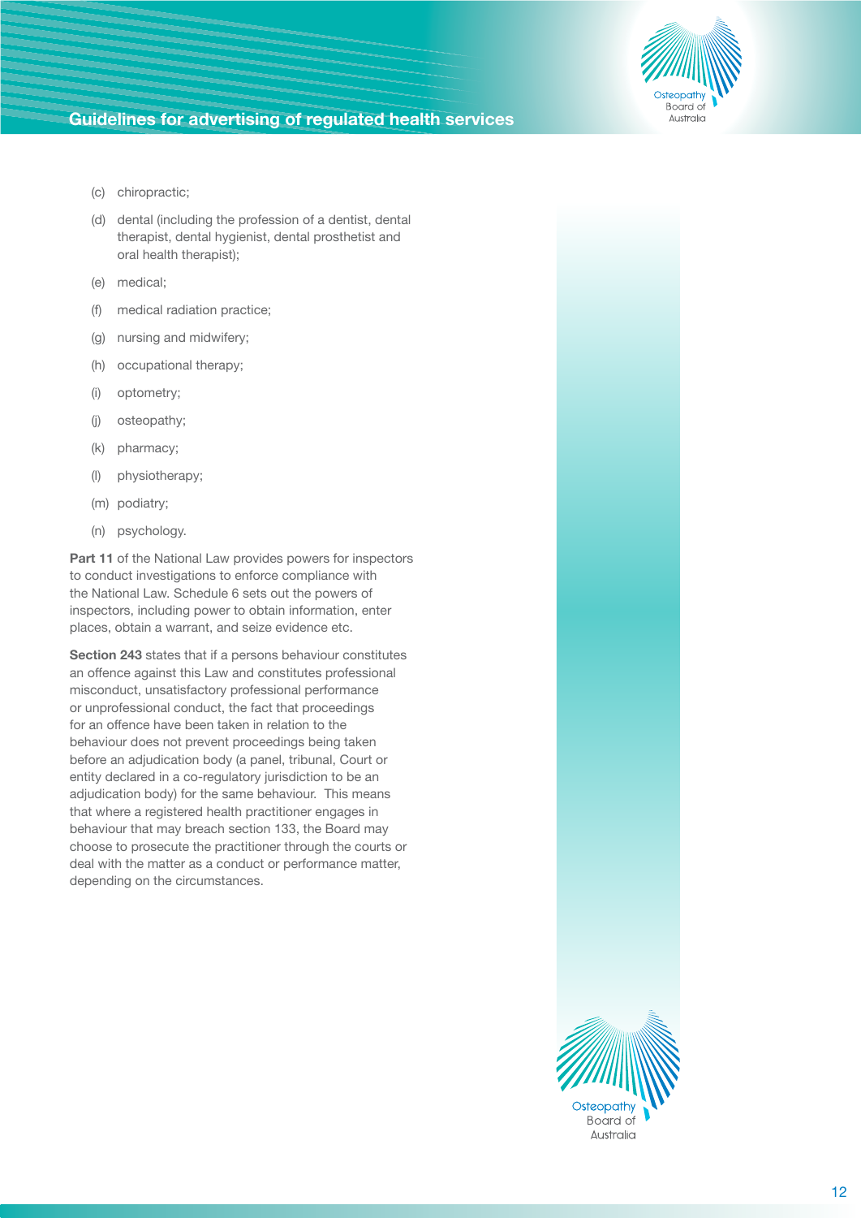(c) chiropractic;

(d) dental (including the profession of a dentist, dental therapist, dental hygienist, dental prosthetist and oral health therapist);

(e) medical;

(f) medical radiation practice;

(g) nursing and midwifery;

(h) occupational therapy;

(i) optometry;

(j) osteopathy;

(k) pharmacy;

(l) physiotherapy;

(m) podiatry;

(n) psychology.

**Part 11** of the National Law provides powers for inspectors to conduct investigations to enforce compliance with the National Law. Schedule 6 sets out the powers of inspectors, including power to obtain information, enter places, obtain a warrant, and seize evidence etc.

**Section 243** states that if a persons behaviour constitutes an offence against this Law and constitutes professional misconduct, unsatisfactory professional performance or unprofessional conduct, the fact that proceedings for an offence have been taken in relation to the behaviour does not prevent proceedings being taken before an adjudication body (a panel, tribunal, Court or entity declared in a co-regulatory jurisdiction to be an adjudication body) for the same behaviour. This means that where a registered health practitioner engages in behaviour that may breach section 133, the Board may choose to prosecute the practitioner through the courts or deal with the matter as a conduct or performance matter, depending on the circumstances.